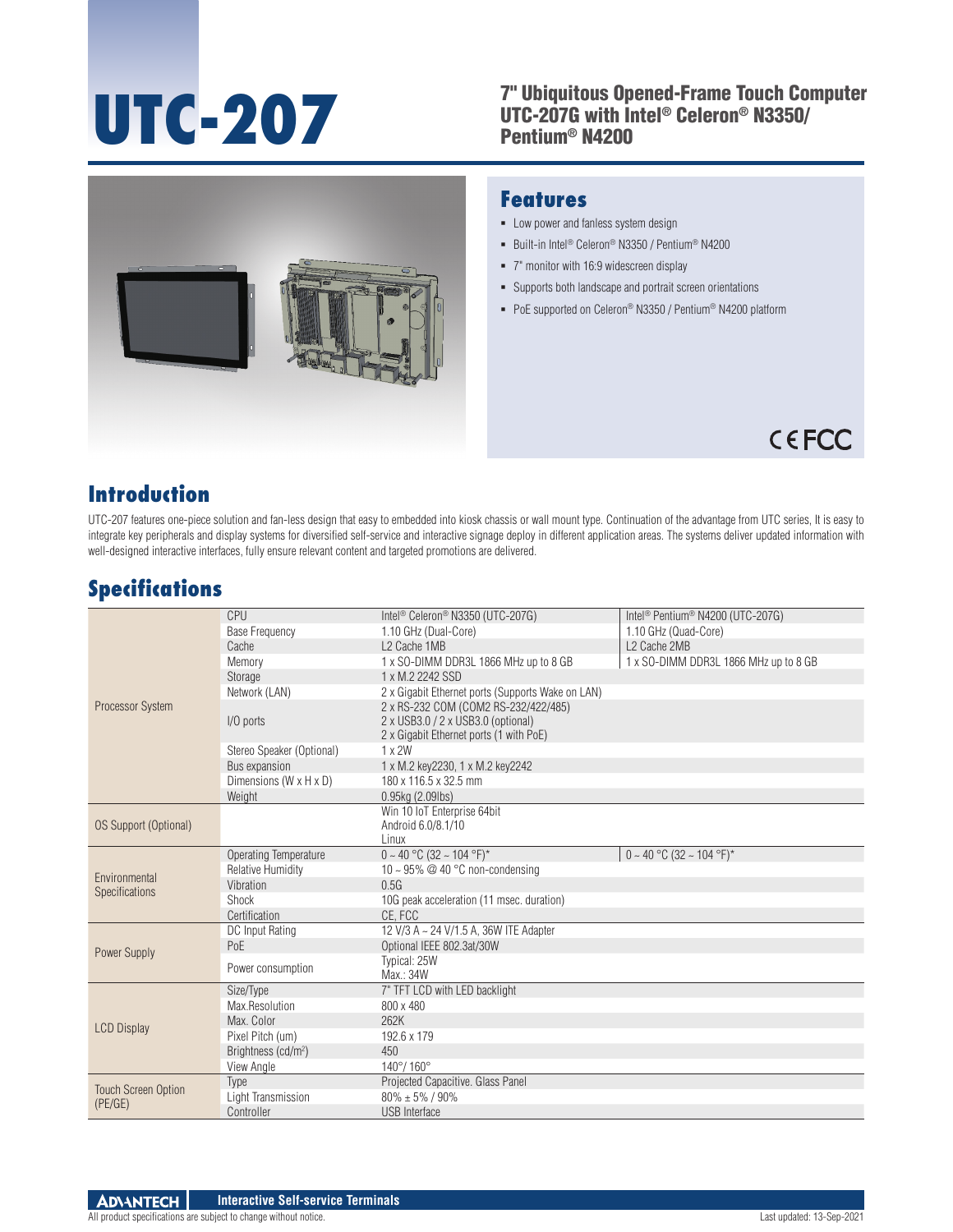# UTC-207

## 7" Ubiquitous Opened-Frame Touch Computer UTC-207G with Intel® Celeron® N3350/ Pentium® N4200

## Features

- Low power and fanless system design
- Built-in Intel® Celeron® N3350 / Pentium® N4200
- 7" monitor with 16:9 widescreen display
- Supports both landscape and portrait screen orientations
- PoE supported on Celeron® N3350 / Pentium® N4200 platform

## Introduction

UTC-207 features one-piece solution and fan-less design that easy to embedded into kiosk chassis or wall mount type. Continuation of the advantage from UTC series, It is easy to integrate key peripherals and display systems for diversified self-service and interactive signage deploy in different application areas. The systems deliver updated information with well-designed interactive interfaces, fully ensure relevant content and targeted promotions are delivered.

## Specifications

| | | | |
|---|---|---|---|
| Processor System | CPU | Intel® Celeron® N3350 (UTC-207G) | Intel® Pentium® N4200 (UTC-207G) |
| | Base Frequency | 1.10 GHz (Dual-Core) | 1.10 GHz (Quad-Core) |
| | Cache | L2 Cache 1MB | L2 Cache 2MB |
| | Memory | 1 x SO-DIMM DDR3L 1866 MHz up to 8 GB | 1 x SO-DIMM DDR3L 1866 MHz up to 8 GB |
| | Storage | 1 x M.2 2242 SSD | |
| | Network (LAN) | 2 x Gigabit Ethernet ports (Supports Wake on LAN) | |
| | I/O ports | 2 x RS-232 COM (COM2 RS-232/422/485)<br>2 x USB3.0 / 2 x USB3.0 (optional)<br>2 x Gigabit Ethernet ports (1 with PoE) | |
| | Stereo Speaker (Optional) | 1 x 2W | |
| | Bus expansion | 1 x M.2 key2230, 1 x M.2 key2242 | |
| | Dimensions (W x H x D) | 180 x 116.5 x 32.5 mm | |
| | Weight | 0.95kg (2.09lbs) | |
| OS Support (Optional) | | Win 10 IoT Enterprise 64bit<br>Android 6.0/8.1/10<br>Linux | |
| Environmental Specifications | Operating Temperature | 0 ~ 40 °C (32 ~ 104 °F)* | 0 ~ 40 °C (32 ~ 104 °F)* |
| | Relative Humidity | 10 ~ 95% @ 40 °C non-condensing | |
| | Vibration | 0.5G | |
| | Shock | 10G peak acceleration (11 msec. duration) | |
| | Certification | CE, FCC | |
| Power Supply | DC Input Rating | 12 V/3 A ~ 24 V/1.5 A, 36W ITE Adapter | |
| | PoE | Optional IEEE 802.3at/30W | |
| | Power consumption | Typical: 25W<br>Max.: 34W | |
| LCD Display | Size/Type | 7" TFT LCD with LED backlight | |
| | Max.Resolution | 800 x 480 | |
| | Max. Color | 262K | |
| | Pixel Pitch (um) | 192.6 x 179 | |
| | Brightness (cd/m²) | 450 | |
| | View Angle | 140°/ 160° | |
| Touch Screen Option (PE/GE) | Type | Projected Capacitive. Glass Panel | |
| | Light Transmission | 80% ± 5% / 90% | |
| | Controller | USB Interface | |

ADVANTECH Interactive Self-service Terminals

All product specifications are subject to change without notice. Last updated: 13-Sep-2021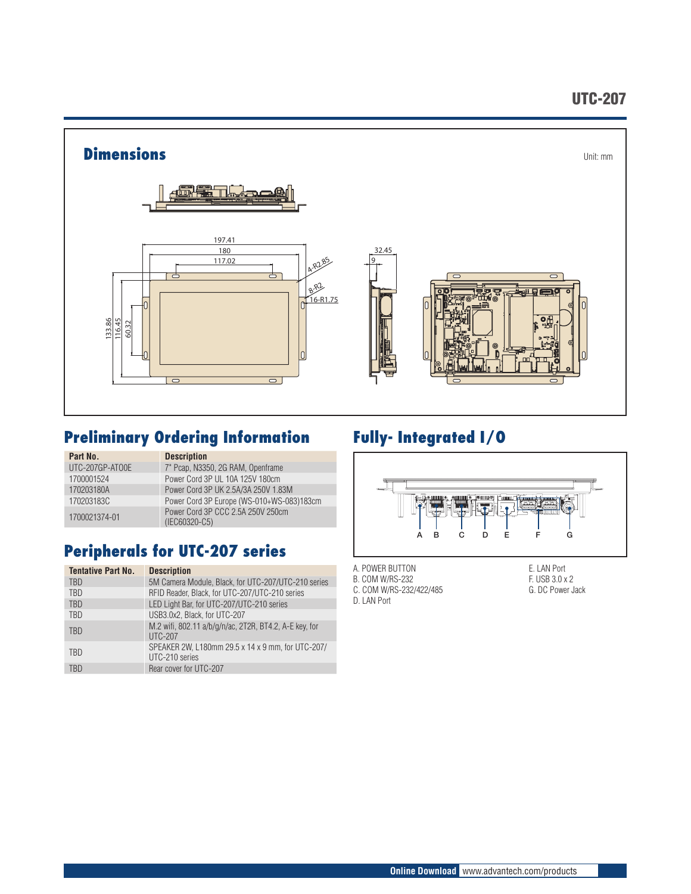## Dimensions

Unit: mm

197.41
180
117.02
4-R2.85
8-R2
16-R1.75
133.86
116.45
60.32
32.45
9

## Preliminary Ordering Information

| Part No. | Description |
|---|---|
| UTC-207GP-ATO0E | 7" Pcap, N3350, 2G RAM, Openframe |
| 1700001524 | Power Cord 3P UL 10A 125V 180cm |
| 170203180A | Power Cord 3P UK 2.5A/3A 250V 1.83M |
| 170203183C | Power Cord 3P Europe (WS-010+WS-083)183cm |
| 1700021374-01 | Power Cord 3P CCC 2.5A 250V 250cm (IEC60320-C5) |

## Peripherals for UTC-207 series

| Tentative Part No. | Description |
|---|---|
| TBD | 5M Camera Module, Black, for UTC-207/UTC-210 series |
| TBD | RFID Reader, Black, for UTC-207/UTC-210 series |
| TBD | LED Light Bar, for UTC-207/UTC-210 series |
| TBD | USB3.0x2, Black, for UTC-207 |
| TBD | M.2 wifi, 802.11 a/b/g/n/ac, 2T2R, BT4.2, A-E key, for UTC-207 |
| TBD | SPEAKER 2W, L180mm 29.5 x 14 x 9 mm, for UTC-207/ UTC-210 series |
| TBD | Rear cover for UTC-207 |

## Fully- Integrated I/O

A B C D E F G

A. POWER BUTTON
B. COM W/RS-232
C. COM W/RS-232/422/485
D. LAN Port
E. LAN Port
F. USB 3.0 x 2
G. DC Power Jack

**Online Download** www.advantech.com/products